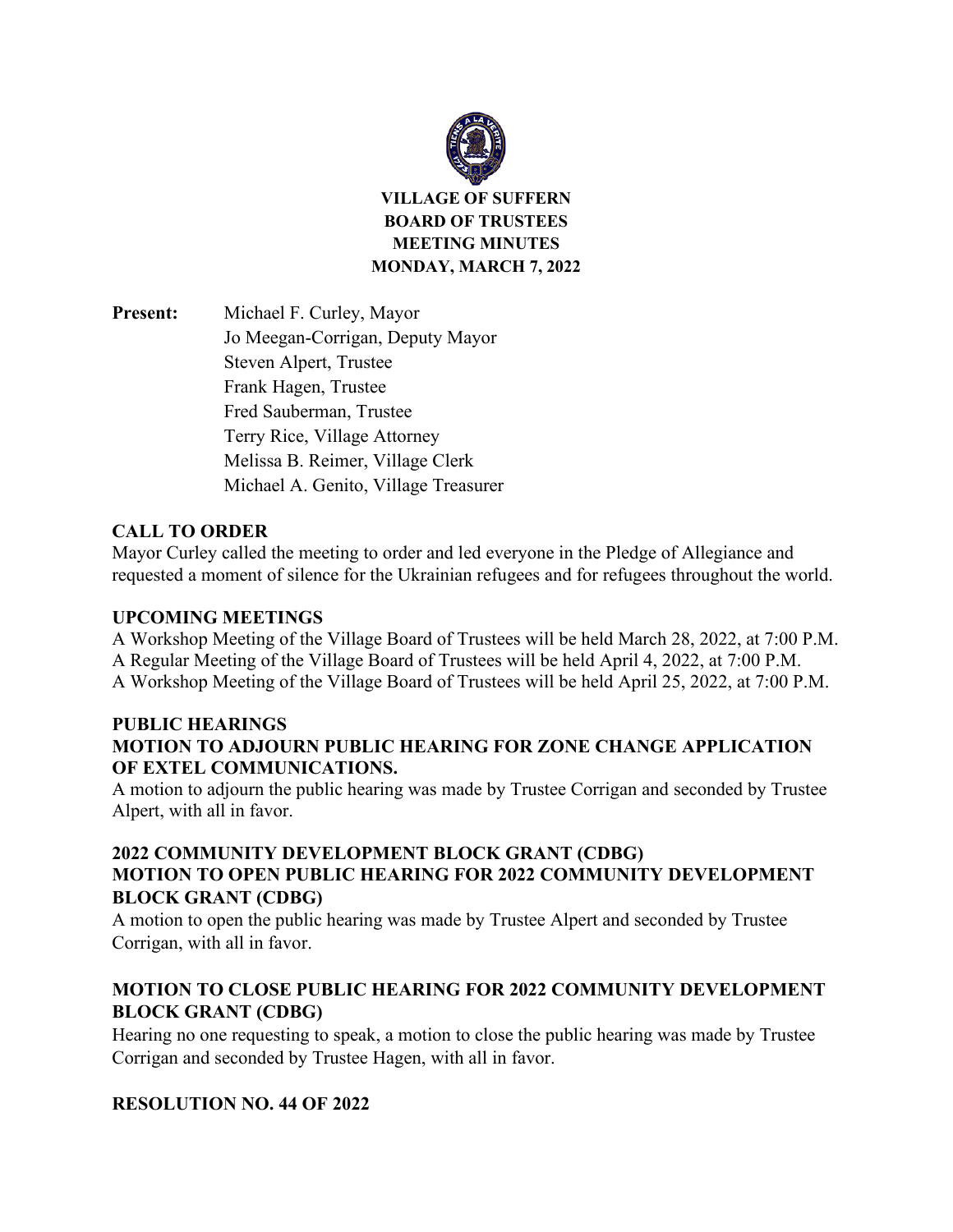# VILLAGE OF SUFFERN
## BOARD OF TRUSTEES
## MEETING MINUTES
## MONDAY, MARCH 7, 2022

**Present:** Michael F. Curley, Mayor
Jo Meegan-Corrigan, Deputy Mayor
Steven Alpert, Trustee
Frank Hagen, Trustee
Fred Sauberman, Trustee
Terry Rice, Village Attorney
Melissa B. Reimer, Village Clerk
Michael A. Genito, Village Treasurer

### CALL TO ORDER

Mayor Curley called the meeting to order and led everyone in the Pledge of Allegiance and requested a moment of silence for the Ukrainian refugees and for refugees throughout the world.

### UPCOMING MEETINGS

A Workshop Meeting of the Village Board of Trustees will be held March 28, 2022, at 7:00 P.M.
A Regular Meeting of the Village Board of Trustees will be held April 4, 2022, at 7:00 P.M.
A Workshop Meeting of the Village Board of Trustees will be held April 25, 2022, at 7:00 P.M.

### PUBLIC HEARINGS

### MOTION TO ADJOURN PUBLIC HEARING FOR ZONE CHANGE APPLICATION OF EXTEL COMMUNICATIONS.

A motion to adjourn the public hearing was made by Trustee Corrigan and seconded by Trustee Alpert, with all in favor.

### 2022 COMMUNITY DEVELOPMENT BLOCK GRANT (CDBG)

### MOTION TO OPEN PUBLIC HEARING FOR 2022 COMMUNITY DEVELOPMENT BLOCK GRANT (CDBG)

A motion to open the public hearing was made by Trustee Alpert and seconded by Trustee Corrigan, with all in favor.

### MOTION TO CLOSE PUBLIC HEARING FOR 2022 COMMUNITY DEVELOPMENT BLOCK GRANT (CDBG)

Hearing no one requesting to speak, a motion to close the public hearing was made by Trustee Corrigan and seconded by Trustee Hagen, with all in favor.

### RESOLUTION NO. 44 OF 2022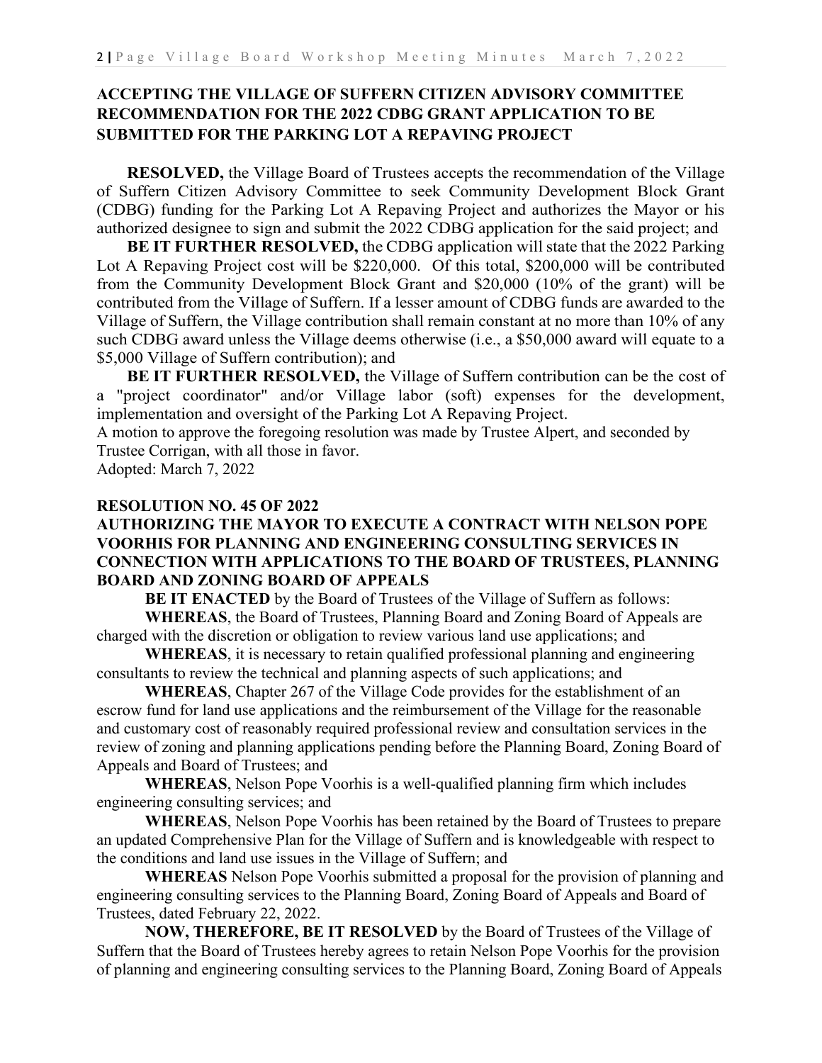**ACCEPTING THE VILLAGE OF SUFFERN CITIZEN ADVISORY COMMITTEE RECOMMENDATION FOR THE 2022 CDBG GRANT APPLICATION TO BE SUBMITTED FOR THE PARKING LOT A REPAVING PROJECT**

**RESOLVED,** the Village Board of Trustees accepts the recommendation of the Village of Suffern Citizen Advisory Committee to seek Community Development Block Grant (CDBG) funding for the Parking Lot A Repaving Project and authorizes the Mayor or his authorized designee to sign and submit the 2022 CDBG application for the said project; and

**BE IT FURTHER RESOLVED,** the CDBG application will state that the 2022 Parking Lot A Repaving Project cost will be $220,000. Of this total, $200,000 will be contributed from the Community Development Block Grant and $20,000 (10% of the grant) will be contributed from the Village of Suffern. If a lesser amount of CDBG funds are awarded to the Village of Suffern, the Village contribution shall remain constant at no more than 10% of any such CDBG award unless the Village deems otherwise (i.e., a $50,000 award will equate to a $5,000 Village of Suffern contribution); and

**BE IT FURTHER RESOLVED,** the Village of Suffern contribution can be the cost of a "project coordinator" and/or Village labor (soft) expenses for the development, implementation and oversight of the Parking Lot A Repaving Project.

A motion to approve the foregoing resolution was made by Trustee Alpert, and seconded by Trustee Corrigan, with all those in favor.

Adopted: March 7, 2022

**RESOLUTION NO. 45 OF 2022**

**AUTHORIZING THE MAYOR TO EXECUTE A CONTRACT WITH NELSON POPE VOORHIS FOR PLANNING AND ENGINEERING CONSULTING SERVICES IN CONNECTION WITH APPLICATIONS TO THE BOARD OF TRUSTEES, PLANNING BOARD AND ZONING BOARD OF APPEALS**

**BE IT ENACTED** by the Board of Trustees of the Village of Suffern as follows:

**WHEREAS**, the Board of Trustees, Planning Board and Zoning Board of Appeals are charged with the discretion or obligation to review various land use applications; and

**WHEREAS**, it is necessary to retain qualified professional planning and engineering consultants to review the technical and planning aspects of such applications; and

**WHEREAS**, Chapter 267 of the Village Code provides for the establishment of an escrow fund for land use applications and the reimbursement of the Village for the reasonable and customary cost of reasonably required professional review and consultation services in the review of zoning and planning applications pending before the Planning Board, Zoning Board of Appeals and Board of Trustees; and

**WHEREAS**, Nelson Pope Voorhis is a well-qualified planning firm which includes engineering consulting services; and

**WHEREAS**, Nelson Pope Voorhis has been retained by the Board of Trustees to prepare an updated Comprehensive Plan for the Village of Suffern and is knowledgeable with respect to the conditions and land use issues in the Village of Suffern; and

**WHEREAS** Nelson Pope Voorhis submitted a proposal for the provision of planning and engineering consulting services to the Planning Board, Zoning Board of Appeals and Board of Trustees, dated February 22, 2022.

**NOW, THEREFORE, BE IT RESOLVED** by the Board of Trustees of the Village of Suffern that the Board of Trustees hereby agrees to retain Nelson Pope Voorhis for the provision of planning and engineering consulting services to the Planning Board, Zoning Board of Appeals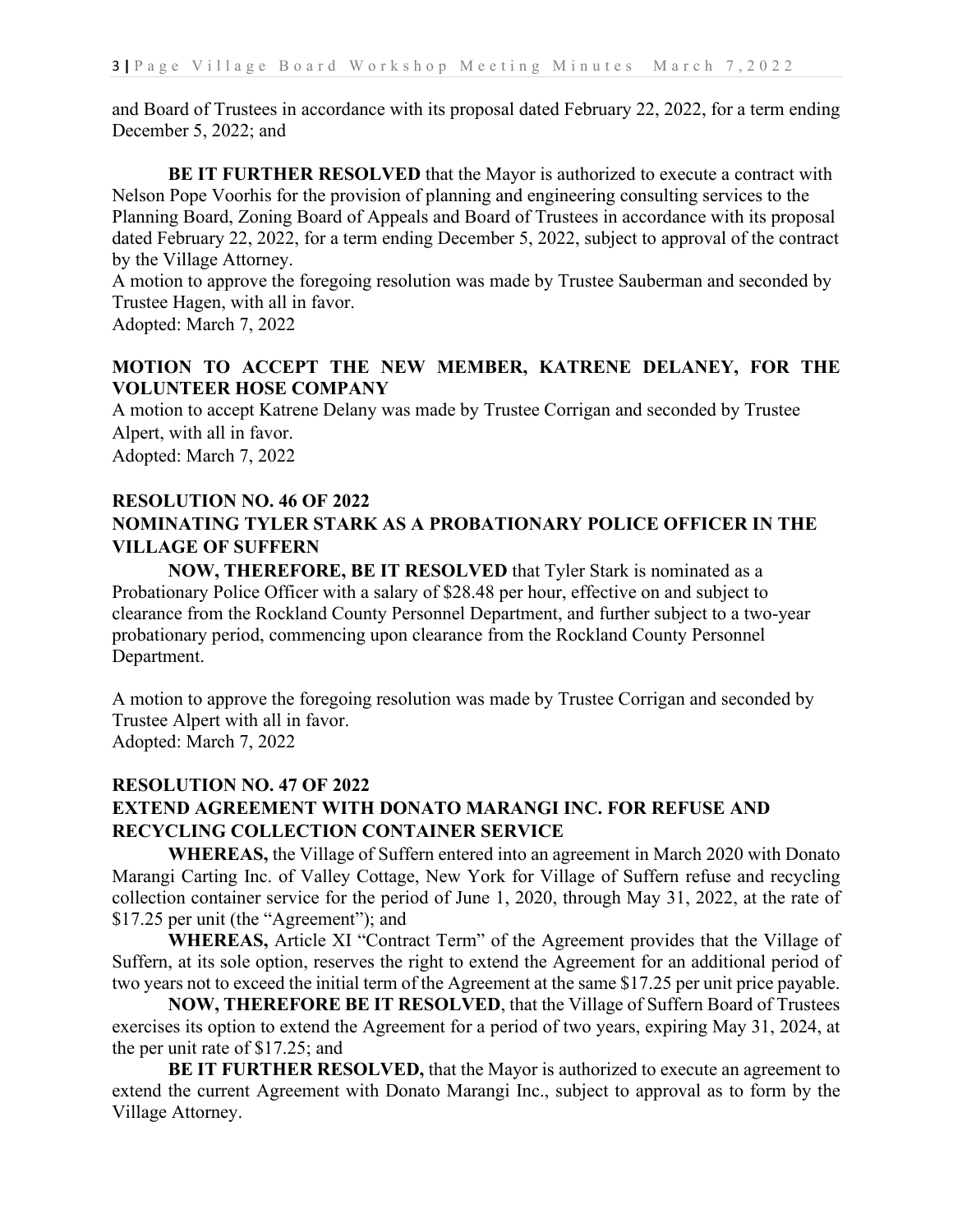and Board of Trustees in accordance with its proposal dated February 22, 2022, for a term ending December 5, 2022; and

**BE IT FURTHER RESOLVED** that the Mayor is authorized to execute a contract with Nelson Pope Voorhis for the provision of planning and engineering consulting services to the Planning Board, Zoning Board of Appeals and Board of Trustees in accordance with its proposal dated February 22, 2022, for a term ending December 5, 2022, subject to approval of the contract by the Village Attorney.

A motion to approve the foregoing resolution was made by Trustee Sauberman and seconded by Trustee Hagen, with all in favor.

Adopted: March 7, 2022

**MOTION TO ACCEPT THE NEW MEMBER, KATRENE DELANEY, FOR THE VOLUNTEER HOSE COMPANY**

A motion to accept Katrene Delany was made by Trustee Corrigan and seconded by Trustee Alpert, with all in favor.

Adopted: March 7, 2022

**RESOLUTION NO. 46 OF 2022**

**NOMINATING TYLER STARK AS A PROBATIONARY POLICE OFFICER IN THE VILLAGE OF SUFFERN**

**NOW, THEREFORE, BE IT RESOLVED** that Tyler Stark is nominated as a Probationary Police Officer with a salary of $28.48 per hour, effective on and subject to clearance from the Rockland County Personnel Department, and further subject to a two-year probationary period, commencing upon clearance from the Rockland County Personnel Department.

A motion to approve the foregoing resolution was made by Trustee Corrigan and seconded by Trustee Alpert with all in favor.

Adopted: March 7, 2022

**RESOLUTION NO. 47 OF 2022**

**EXTEND AGREEMENT WITH DONATO MARANGI INC. FOR REFUSE AND RECYCLING COLLECTION CONTAINER SERVICE**

**WHEREAS,** the Village of Suffern entered into an agreement in March 2020 with Donato Marangi Carting Inc. of Valley Cottage, New York for Village of Suffern refuse and recycling collection container service for the period of June 1, 2020, through May 31, 2022, at the rate of $17.25 per unit (the "Agreement"); and

**WHEREAS,** Article XI "Contract Term" of the Agreement provides that the Village of Suffern, at its sole option, reserves the right to extend the Agreement for an additional period of two years not to exceed the initial term of the Agreement at the same $17.25 per unit price payable.

**NOW, THEREFORE BE IT RESOLVED**, that the Village of Suffern Board of Trustees exercises its option to extend the Agreement for a period of two years, expiring May 31, 2024, at the per unit rate of $17.25; and

**BE IT FURTHER RESOLVED,** that the Mayor is authorized to execute an agreement to extend the current Agreement with Donato Marangi Inc., subject to approval as to form by the Village Attorney.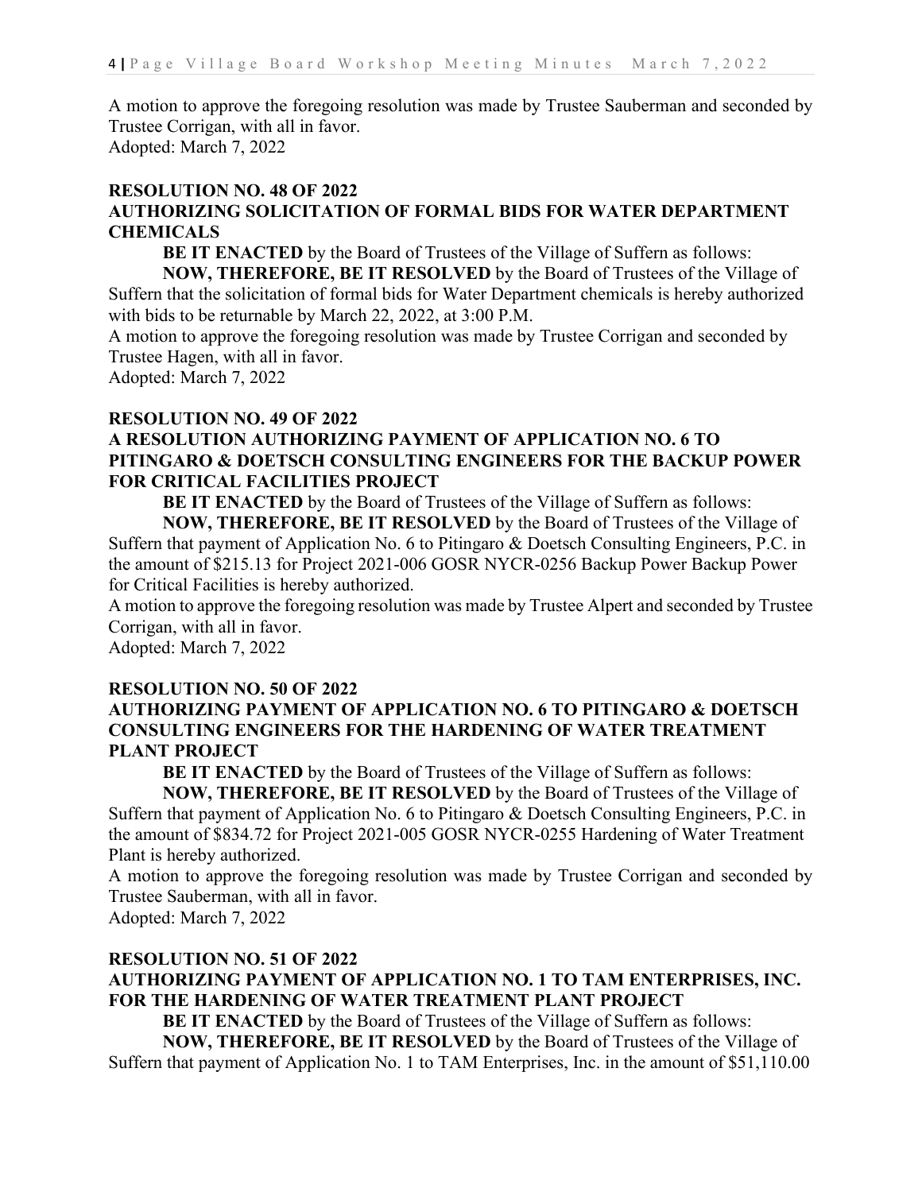A motion to approve the foregoing resolution was made by Trustee Sauberman and seconded by Trustee Corrigan, with all in favor.
Adopted: March 7, 2022

**RESOLUTION NO. 48 OF 2022**
**AUTHORIZING SOLICITATION OF FORMAL BIDS FOR WATER DEPARTMENT CHEMICALS**

**BE IT ENACTED** by the Board of Trustees of the Village of Suffern as follows:

**NOW, THEREFORE, BE IT RESOLVED** by the Board of Trustees of the Village of Suffern that the solicitation of formal bids for Water Department chemicals is hereby authorized with bids to be returnable by March 22, 2022, at 3:00 P.M.

A motion to approve the foregoing resolution was made by Trustee Corrigan and seconded by Trustee Hagen, with all in favor.
Adopted: March 7, 2022

**RESOLUTION NO. 49 OF 2022**
**A RESOLUTION AUTHORIZING PAYMENT OF APPLICATION NO. 6 TO PITINGARO & DOETSCH CONSULTING ENGINEERS FOR THE BACKUP POWER FOR CRITICAL FACILITIES PROJECT**

**BE IT ENACTED** by the Board of Trustees of the Village of Suffern as follows:

**NOW, THEREFORE, BE IT RESOLVED** by the Board of Trustees of the Village of Suffern that payment of Application No. 6 to Pitingaro & Doetsch Consulting Engineers, P.C. in the amount of $215.13 for Project 2021-006 GOSR NYCR-0256 Backup Power Backup Power for Critical Facilities is hereby authorized.

A motion to approve the foregoing resolution was made by Trustee Alpert and seconded by Trustee Corrigan, with all in favor.
Adopted: March 7, 2022

**RESOLUTION NO. 50 OF 2022**
**AUTHORIZING PAYMENT OF APPLICATION NO. 6 TO PITINGARO & DOETSCH CONSULTING ENGINEERS FOR THE HARDENING OF WATER TREATMENT PLANT PROJECT**

**BE IT ENACTED** by the Board of Trustees of the Village of Suffern as follows:

**NOW, THEREFORE, BE IT RESOLVED** by the Board of Trustees of the Village of Suffern that payment of Application No. 6 to Pitingaro & Doetsch Consulting Engineers, P.C. in the amount of $834.72 for Project 2021-005 GOSR NYCR-0255 Hardening of Water Treatment Plant is hereby authorized.

A motion to approve the foregoing resolution was made by Trustee Corrigan and seconded by Trustee Sauberman, with all in favor.
Adopted: March 7, 2022

**RESOLUTION NO. 51 OF 2022**
**AUTHORIZING PAYMENT OF APPLICATION NO. 1 TO TAM ENTERPRISES, INC. FOR THE HARDENING OF WATER TREATMENT PLANT PROJECT**

**BE IT ENACTED** by the Board of Trustees of the Village of Suffern as follows:

**NOW, THEREFORE, BE IT RESOLVED** by the Board of Trustees of the Village of Suffern that payment of Application No. 1 to TAM Enterprises, Inc. in the amount of $51,110.00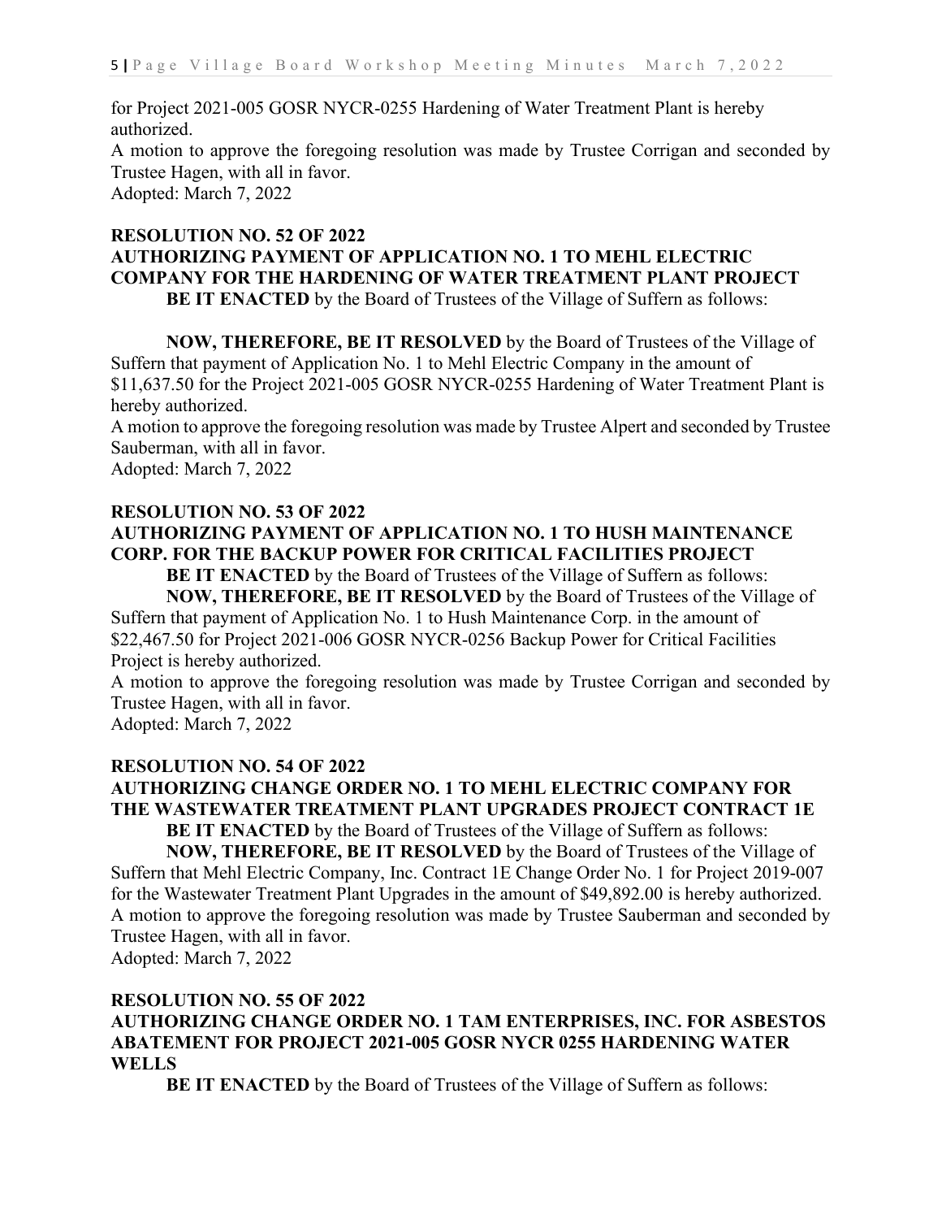for Project 2021-005 GOSR NYCR-0255 Hardening of Water Treatment Plant is hereby authorized.
A motion to approve the foregoing resolution was made by Trustee Corrigan and seconded by Trustee Hagen, with all in favor.
Adopted: March 7, 2022

**RESOLUTION NO. 52 OF 2022**
**AUTHORIZING PAYMENT OF APPLICATION NO. 1 TO MEHL ELECTRIC COMPANY FOR THE HARDENING OF WATER TREATMENT PLANT PROJECT**

**BE IT ENACTED** by the Board of Trustees of the Village of Suffern as follows:

**NOW, THEREFORE, BE IT RESOLVED** by the Board of Trustees of the Village of Suffern that payment of Application No. 1 to Mehl Electric Company in the amount of $11,637.50 for the Project 2021-005 GOSR NYCR-0255 Hardening of Water Treatment Plant is hereby authorized.
A motion to approve the foregoing resolution was made by Trustee Alpert and seconded by Trustee Sauberman, with all in favor.
Adopted: March 7, 2022

**RESOLUTION NO. 53 OF 2022**
**AUTHORIZING PAYMENT OF APPLICATION NO. 1 TO HUSH MAINTENANCE CORP. FOR THE BACKUP POWER FOR CRITICAL FACILITIES PROJECT**

**BE IT ENACTED** by the Board of Trustees of the Village of Suffern as follows:

**NOW, THEREFORE, BE IT RESOLVED** by the Board of Trustees of the Village of Suffern that payment of Application No. 1 to Hush Maintenance Corp. in the amount of $22,467.50 for Project 2021-006 GOSR NYCR-0256 Backup Power for Critical Facilities Project is hereby authorized.
A motion to approve the foregoing resolution was made by Trustee Corrigan and seconded by Trustee Hagen, with all in favor.
Adopted: March 7, 2022

**RESOLUTION NO. 54 OF 2022**
**AUTHORIZING CHANGE ORDER NO. 1 TO MEHL ELECTRIC COMPANY FOR THE WASTEWATER TREATMENT PLANT UPGRADES PROJECT CONTRACT 1E**

**BE IT ENACTED** by the Board of Trustees of the Village of Suffern as follows:

**NOW, THEREFORE, BE IT RESOLVED** by the Board of Trustees of the Village of Suffern that Mehl Electric Company, Inc. Contract 1E Change Order No. 1 for Project 2019-007 for the Wastewater Treatment Plant Upgrades in the amount of $49,892.00 is hereby authorized.
A motion to approve the foregoing resolution was made by Trustee Sauberman and seconded by Trustee Hagen, with all in favor.
Adopted: March 7, 2022

**RESOLUTION NO. 55 OF 2022**
**AUTHORIZING CHANGE ORDER NO. 1 TAM ENTERPRISES, INC. FOR ASBESTOS ABATEMENT FOR PROJECT 2021-005 GOSR NYCR 0255 HARDENING WATER WELLS**

**BE IT ENACTED** by the Board of Trustees of the Village of Suffern as follows: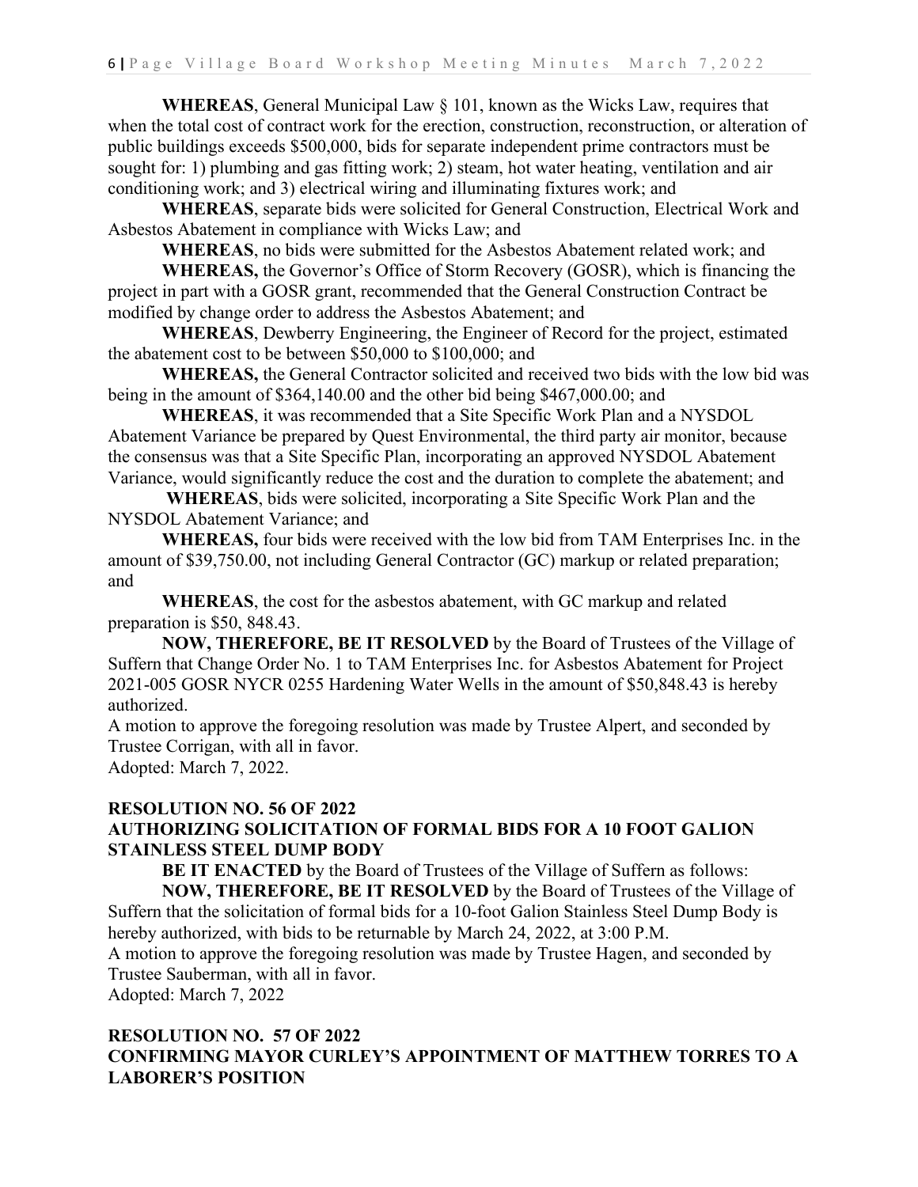**WHEREAS**, General Municipal Law § 101, known as the Wicks Law, requires that when the total cost of contract work for the erection, construction, reconstruction, or alteration of public buildings exceeds $500,000, bids for separate independent prime contractors must be sought for: 1) plumbing and gas fitting work; 2) steam, hot water heating, ventilation and air conditioning work; and 3) electrical wiring and illuminating fixtures work; and

**WHEREAS**, separate bids were solicited for General Construction, Electrical Work and Asbestos Abatement in compliance with Wicks Law; and

**WHEREAS**, no bids were submitted for the Asbestos Abatement related work; and

**WHEREAS,** the Governor's Office of Storm Recovery (GOSR), which is financing the project in part with a GOSR grant, recommended that the General Construction Contract be modified by change order to address the Asbestos Abatement; and

**WHEREAS**, Dewberry Engineering, the Engineer of Record for the project, estimated the abatement cost to be between $50,000 to $100,000; and

**WHEREAS,** the General Contractor solicited and received two bids with the low bid was being in the amount of $364,140.00 and the other bid being $467,000.00; and

**WHEREAS**, it was recommended that a Site Specific Work Plan and a NYSDOL Abatement Variance be prepared by Quest Environmental, the third party air monitor, because the consensus was that a Site Specific Plan, incorporating an approved NYSDOL Abatement Variance, would significantly reduce the cost and the duration to complete the abatement; and

**WHEREAS**, bids were solicited, incorporating a Site Specific Work Plan and the NYSDOL Abatement Variance; and

**WHEREAS,** four bids were received with the low bid from TAM Enterprises Inc. in the amount of $39,750.00, not including General Contractor (GC) markup or related preparation; and

**WHEREAS**, the cost for the asbestos abatement, with GC markup and related preparation is $50, 848.43.

**NOW, THEREFORE, BE IT RESOLVED** by the Board of Trustees of the Village of Suffern that Change Order No. 1 to TAM Enterprises Inc. for Asbestos Abatement for Project 2021-005 GOSR NYCR 0255 Hardening Water Wells in the amount of $50,848.43 is hereby authorized.

A motion to approve the foregoing resolution was made by Trustee Alpert, and seconded by Trustee Corrigan, with all in favor.

Adopted: March 7, 2022.

**RESOLUTION NO. 56 OF 2022**
**AUTHORIZING SOLICITATION OF FORMAL BIDS FOR A 10 FOOT GALION STAINLESS STEEL DUMP BODY**

**BE IT ENACTED** by the Board of Trustees of the Village of Suffern as follows:

**NOW, THEREFORE, BE IT RESOLVED** by the Board of Trustees of the Village of Suffern that the solicitation of formal bids for a 10-foot Galion Stainless Steel Dump Body is hereby authorized, with bids to be returnable by March 24, 2022, at 3:00 P.M.

A motion to approve the foregoing resolution was made by Trustee Hagen, and seconded by Trustee Sauberman, with all in favor.

Adopted: March 7, 2022

**RESOLUTION NO. 57 OF 2022**
**CONFIRMING MAYOR CURLEY'S APPOINTMENT OF MATTHEW TORRES TO A LABORER'S POSITION**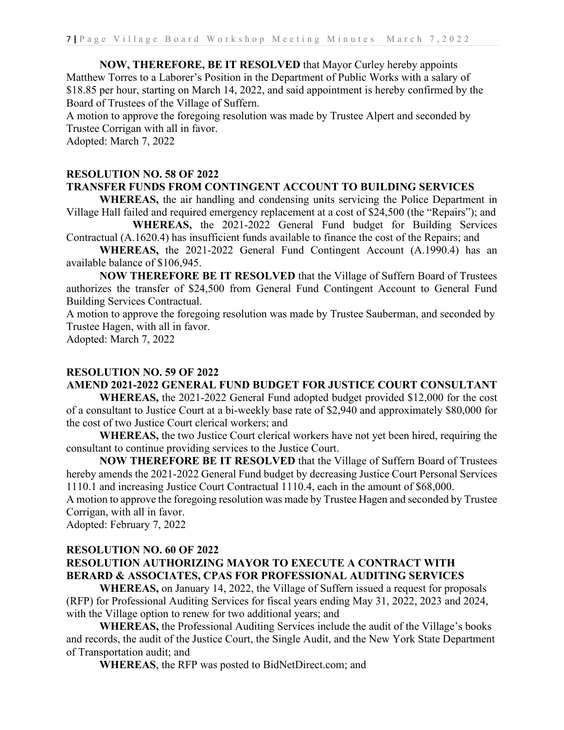**NOW, THEREFORE, BE IT RESOLVED** that Mayor Curley hereby appoints Matthew Torres to a Laborer's Position in the Department of Public Works with a salary of $18.85 per hour, starting on March 14, 2022, and said appointment is hereby confirmed by the Board of Trustees of the Village of Suffern.

A motion to approve the foregoing resolution was made by Trustee Alpert and seconded by Trustee Corrigan with all in favor.

Adopted: March 7, 2022

**RESOLUTION NO. 58 OF 2022**

**TRANSFER FUNDS FROM CONTINGENT ACCOUNT TO BUILDING SERVICES**

**WHEREAS,** the air handling and condensing units servicing the Police Department in Village Hall failed and required emergency replacement at a cost of $24,500 (the "Repairs"); and

**WHEREAS,** the 2021-2022 General Fund budget for Building Services Contractual (A.1620.4) has insufficient funds available to finance the cost of the Repairs; and

**WHEREAS,** the 2021-2022 General Fund Contingent Account (A.1990.4) has an available balance of $106,945.

**NOW THEREFORE BE IT RESOLVED** that the Village of Suffern Board of Trustees authorizes the transfer of $24,500 from General Fund Contingent Account to General Fund Building Services Contractual.

A motion to approve the foregoing resolution was made by Trustee Sauberman, and seconded by Trustee Hagen, with all in favor.

Adopted: March 7, 2022

**RESOLUTION NO. 59 OF 2022**

**AMEND 2021-2022 GENERAL FUND BUDGET FOR JUSTICE COURT CONSULTANT**

**WHEREAS,** the 2021-2022 General Fund adopted budget provided $12,000 for the cost of a consultant to Justice Court at a bi-weekly base rate of $2,940 and approximately $80,000 for the cost of two Justice Court clerical workers; and

**WHEREAS,** the two Justice Court clerical workers have not yet been hired, requiring the consultant to continue providing services to the Justice Court.

**NOW THEREFORE BE IT RESOLVED** that the Village of Suffern Board of Trustees hereby amends the 2021-2022 General Fund budget by decreasing Justice Court Personal Services 1110.1 and increasing Justice Court Contractual 1110.4, each in the amount of $68,000.

A motion to approve the foregoing resolution was made by Trustee Hagen and seconded by Trustee Corrigan, with all in favor.

Adopted: February 7, 2022

**RESOLUTION NO. 60 OF 2022**

**RESOLUTION AUTHORIZING MAYOR TO EXECUTE A CONTRACT WITH BERARD & ASSOCIATES, CPAS FOR PROFESSIONAL AUDITING SERVICES**

**WHEREAS,** on January 14, 2022, the Village of Suffern issued a request for proposals (RFP) for Professional Auditing Services for fiscal years ending May 31, 2022, 2023 and 2024, with the Village option to renew for two additional years; and

**WHEREAS,** the Professional Auditing Services include the audit of the Village's books and records, the audit of the Justice Court, the Single Audit, and the New York State Department of Transportation audit; and

**WHEREAS**, the RFP was posted to BidNetDirect.com; and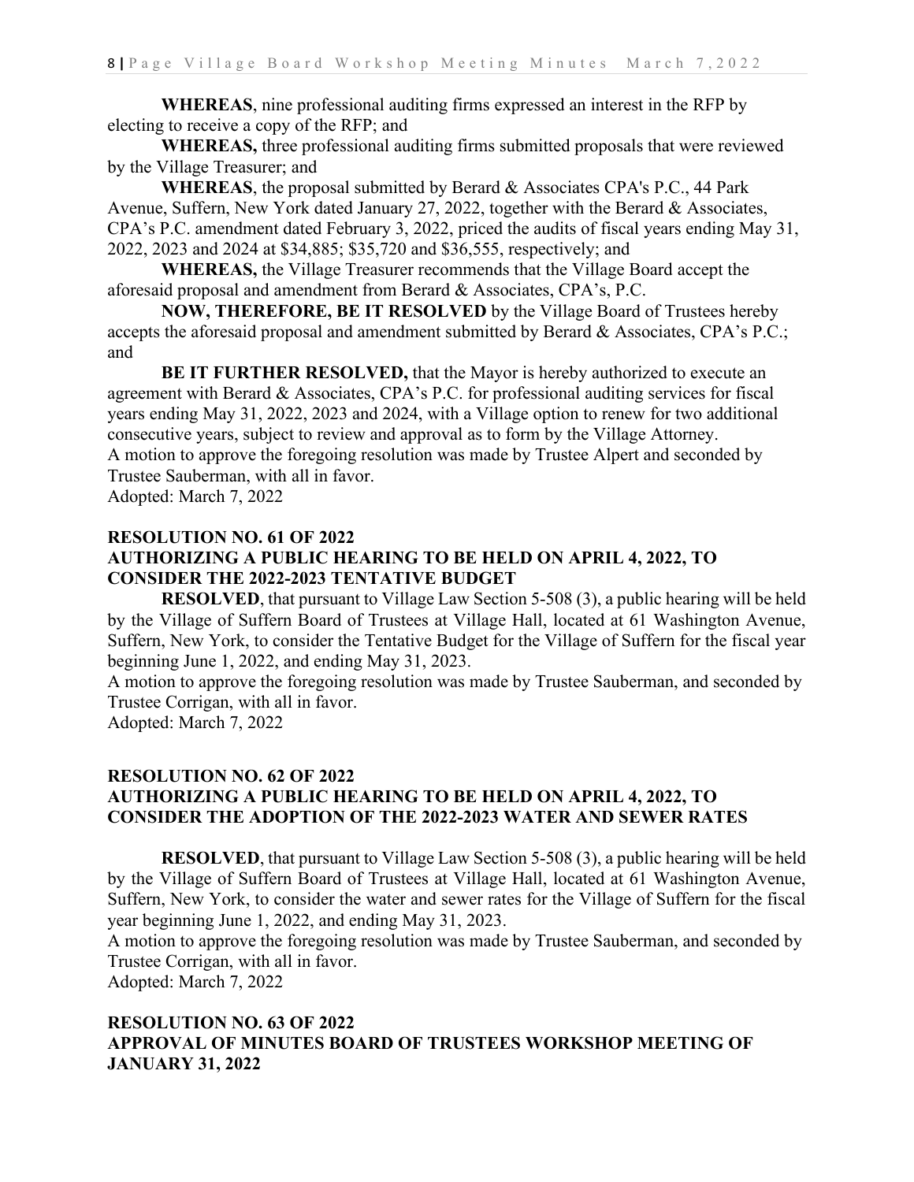**WHEREAS**, nine professional auditing firms expressed an interest in the RFP by electing to receive a copy of the RFP; and

**WHEREAS,** three professional auditing firms submitted proposals that were reviewed by the Village Treasurer; and

**WHEREAS**, the proposal submitted by Berard & Associates CPA's P.C., 44 Park Avenue, Suffern, New York dated January 27, 2022, together with the Berard & Associates, CPA's P.C. amendment dated February 3, 2022, priced the audits of fiscal years ending May 31, 2022, 2023 and 2024 at $34,885; $35,720 and $36,555, respectively; and

**WHEREAS,** the Village Treasurer recommends that the Village Board accept the aforesaid proposal and amendment from Berard & Associates, CPA's, P.C.

**NOW, THEREFORE, BE IT RESOLVED** by the Village Board of Trustees hereby accepts the aforesaid proposal and amendment submitted by Berard & Associates, CPA's P.C.; and

**BE IT FURTHER RESOLVED,** that the Mayor is hereby authorized to execute an agreement with Berard & Associates, CPA's P.C. for professional auditing services for fiscal years ending May 31, 2022, 2023 and 2024, with a Village option to renew for two additional consecutive years, subject to review and approval as to form by the Village Attorney.

A motion to approve the foregoing resolution was made by Trustee Alpert and seconded by Trustee Sauberman, with all in favor.

Adopted: March 7, 2022

**RESOLUTION NO. 61 OF 2022**
**AUTHORIZING A PUBLIC HEARING TO BE HELD ON APRIL 4, 2022, TO CONSIDER THE 2022-2023 TENTATIVE BUDGET**

**RESOLVED**, that pursuant to Village Law Section 5-508 (3), a public hearing will be held by the Village of Suffern Board of Trustees at Village Hall, located at 61 Washington Avenue, Suffern, New York, to consider the Tentative Budget for the Village of Suffern for the fiscal year beginning June 1, 2022, and ending May 31, 2023.

A motion to approve the foregoing resolution was made by Trustee Sauberman, and seconded by Trustee Corrigan, with all in favor.

Adopted: March 7, 2022

**RESOLUTION NO. 62 OF 2022**
**AUTHORIZING A PUBLIC HEARING TO BE HELD ON APRIL 4, 2022, TO CONSIDER THE ADOPTION OF THE 2022-2023 WATER AND SEWER RATES**

**RESOLVED**, that pursuant to Village Law Section 5-508 (3), a public hearing will be held by the Village of Suffern Board of Trustees at Village Hall, located at 61 Washington Avenue, Suffern, New York, to consider the water and sewer rates for the Village of Suffern for the fiscal year beginning June 1, 2022, and ending May 31, 2023.

A motion to approve the foregoing resolution was made by Trustee Sauberman, and seconded by Trustee Corrigan, with all in favor.

Adopted: March 7, 2022

**RESOLUTION NO. 63 OF 2022**
**APPROVAL OF MINUTES BOARD OF TRUSTEES WORKSHOP MEETING OF JANUARY 31, 2022**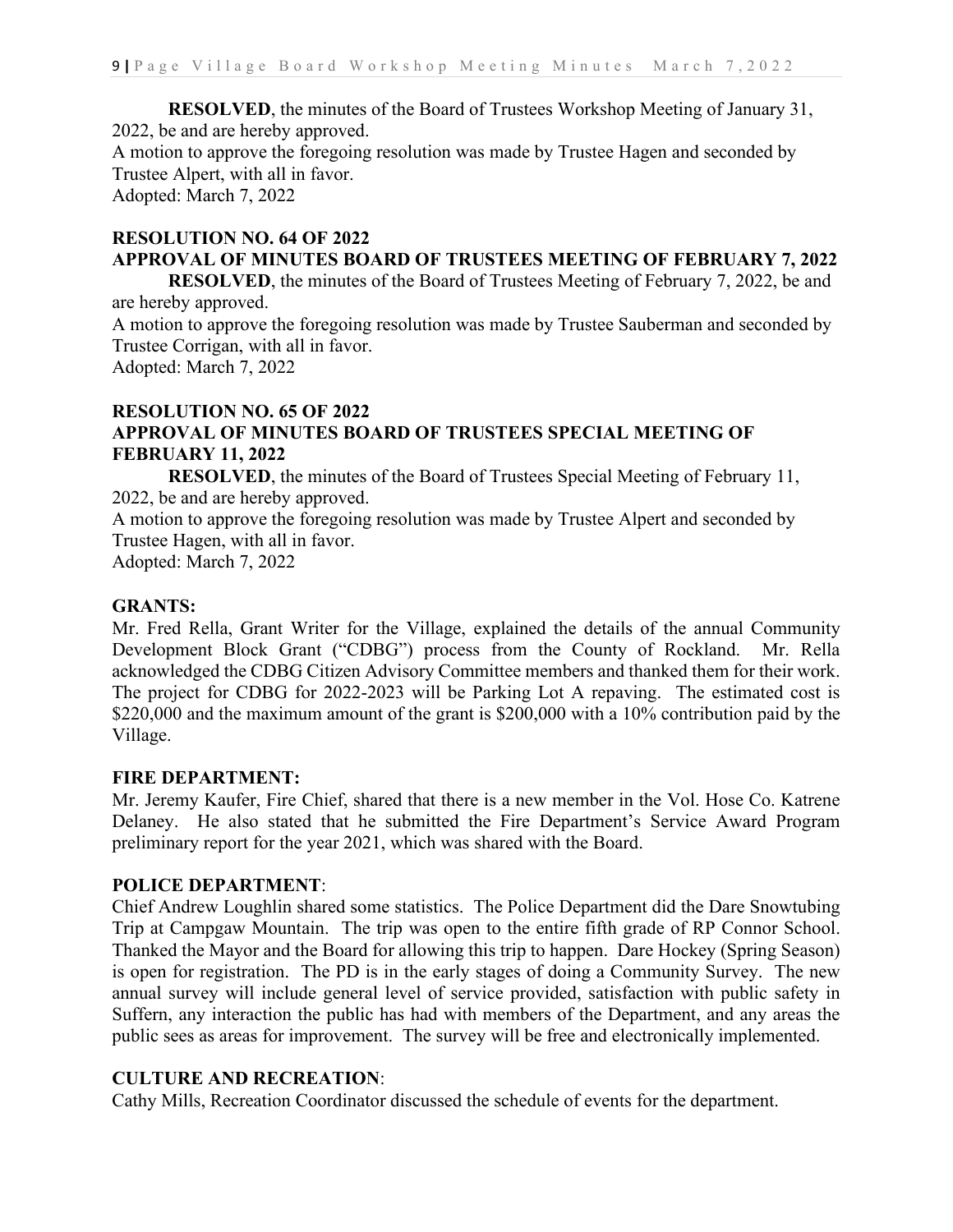**RESOLVED**, the minutes of the Board of Trustees Workshop Meeting of January 31, 2022, be and are hereby approved.
A motion to approve the foregoing resolution was made by Trustee Hagen and seconded by Trustee Alpert, with all in favor.
Adopted: March 7, 2022

**RESOLUTION NO. 64 OF 2022**
**APPROVAL OF MINUTES BOARD OF TRUSTEES MEETING OF FEBRUARY 7, 2022**

**RESOLVED**, the minutes of the Board of Trustees Meeting of February 7, 2022, be and are hereby approved.
A motion to approve the foregoing resolution was made by Trustee Sauberman and seconded by Trustee Corrigan, with all in favor.
Adopted: March 7, 2022

**RESOLUTION NO. 65 OF 2022**
**APPROVAL OF MINUTES BOARD OF TRUSTEES SPECIAL MEETING OF FEBRUARY 11, 2022**

**RESOLVED**, the minutes of the Board of Trustees Special Meeting of February 11, 2022, be and are hereby approved.
A motion to approve the foregoing resolution was made by Trustee Alpert and seconded by Trustee Hagen, with all in favor.
Adopted: March 7, 2022

**GRANTS:**

Mr. Fred Rella, Grant Writer for the Village, explained the details of the annual Community Development Block Grant ("CDBG") process from the County of Rockland. Mr. Rella acknowledged the CDBG Citizen Advisory Committee members and thanked them for their work. The project for CDBG for 2022-2023 will be Parking Lot A repaving. The estimated cost is $220,000 and the maximum amount of the grant is $200,000 with a 10% contribution paid by the Village.

**FIRE DEPARTMENT:**

Mr. Jeremy Kaufer, Fire Chief, shared that there is a new member in the Vol. Hose Co. Katrene Delaney. He also stated that he submitted the Fire Department's Service Award Program preliminary report for the year 2021, which was shared with the Board.

**POLICE DEPARTMENT**:

Chief Andrew Loughlin shared some statistics. The Police Department did the Dare Snowtubing Trip at Campgaw Mountain. The trip was open to the entire fifth grade of RP Connor School. Thanked the Mayor and the Board for allowing this trip to happen. Dare Hockey (Spring Season) is open for registration. The PD is in the early stages of doing a Community Survey. The new annual survey will include general level of service provided, satisfaction with public safety in Suffern, any interaction the public has had with members of the Department, and any areas the public sees as areas for improvement. The survey will be free and electronically implemented.

**CULTURE AND RECREATION**:

Cathy Mills, Recreation Coordinator discussed the schedule of events for the department.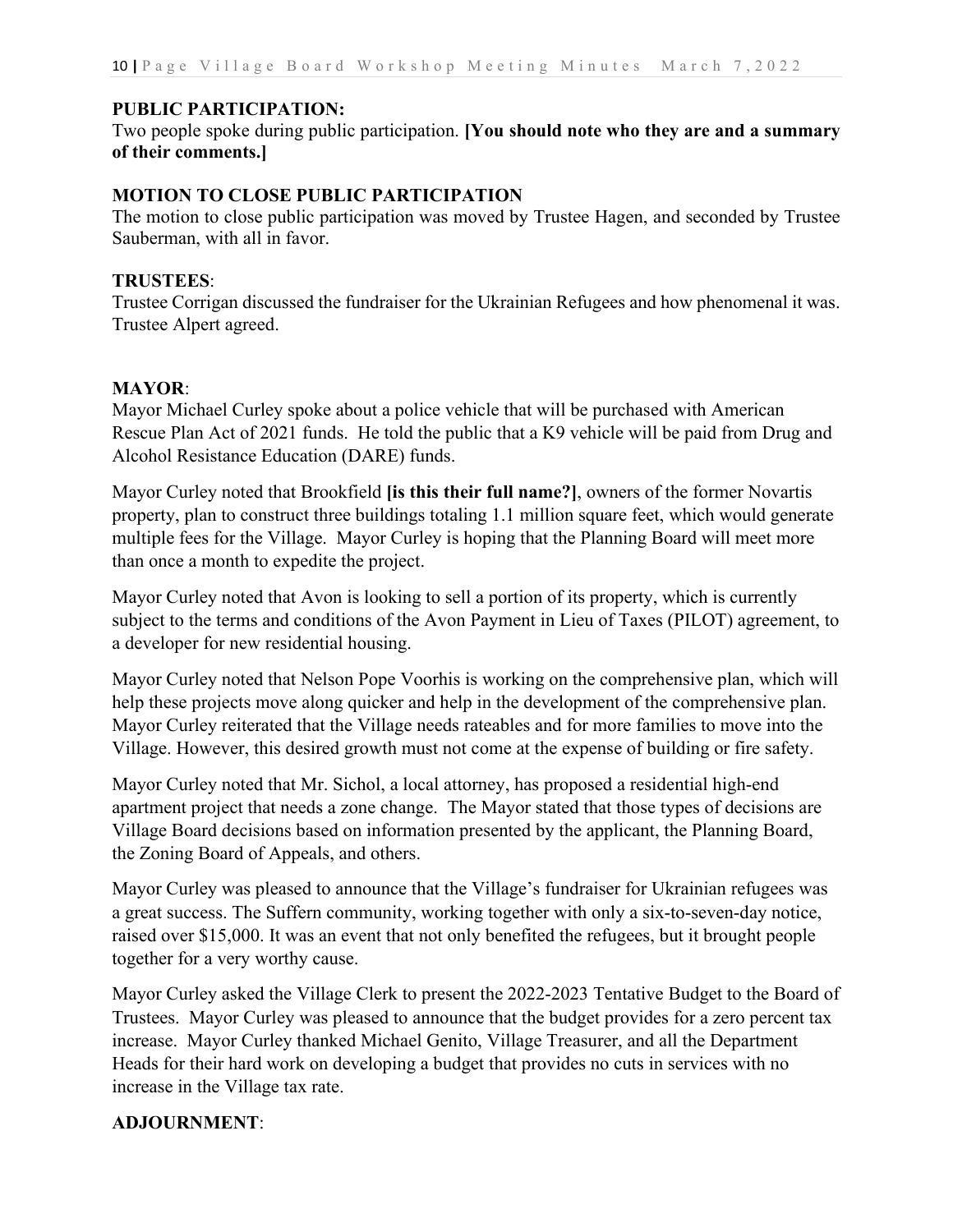**PUBLIC PARTICIPATION:**

Two people spoke during public participation. **[You should note who they are and a summary of their comments.]**

**MOTION TO CLOSE PUBLIC PARTICIPATION**

The motion to close public participation was moved by Trustee Hagen, and seconded by Trustee Sauberman, with all in favor.

**TRUSTEES**:

Trustee Corrigan discussed the fundraiser for the Ukrainian Refugees and how phenomenal it was. Trustee Alpert agreed.

**MAYOR**:

Mayor Michael Curley spoke about a police vehicle that will be purchased with American Rescue Plan Act of 2021 funds. He told the public that a K9 vehicle will be paid from Drug and Alcohol Resistance Education (DARE) funds.

Mayor Curley noted that Brookfield **[is this their full name?]**, owners of the former Novartis property, plan to construct three buildings totaling 1.1 million square feet, which would generate multiple fees for the Village. Mayor Curley is hoping that the Planning Board will meet more than once a month to expedite the project.

Mayor Curley noted that Avon is looking to sell a portion of its property, which is currently subject to the terms and conditions of the Avon Payment in Lieu of Taxes (PILOT) agreement, to a developer for new residential housing.

Mayor Curley noted that Nelson Pope Voorhis is working on the comprehensive plan, which will help these projects move along quicker and help in the development of the comprehensive plan. Mayor Curley reiterated that the Village needs rateables and for more families to move into the Village. However, this desired growth must not come at the expense of building or fire safety.

Mayor Curley noted that Mr. Sichol, a local attorney, has proposed a residential high-end apartment project that needs a zone change. The Mayor stated that those types of decisions are Village Board decisions based on information presented by the applicant, the Planning Board, the Zoning Board of Appeals, and others.

Mayor Curley was pleased to announce that the Village's fundraiser for Ukrainian refugees was a great success. The Suffern community, working together with only a six-to-seven-day notice, raised over $15,000. It was an event that not only benefited the refugees, but it brought people together for a very worthy cause.

Mayor Curley asked the Village Clerk to present the 2022-2023 Tentative Budget to the Board of Trustees. Mayor Curley was pleased to announce that the budget provides for a zero percent tax increase. Mayor Curley thanked Michael Genito, Village Treasurer, and all the Department Heads for their hard work on developing a budget that provides no cuts in services with no increase in the Village tax rate.

**ADJOURNMENT**: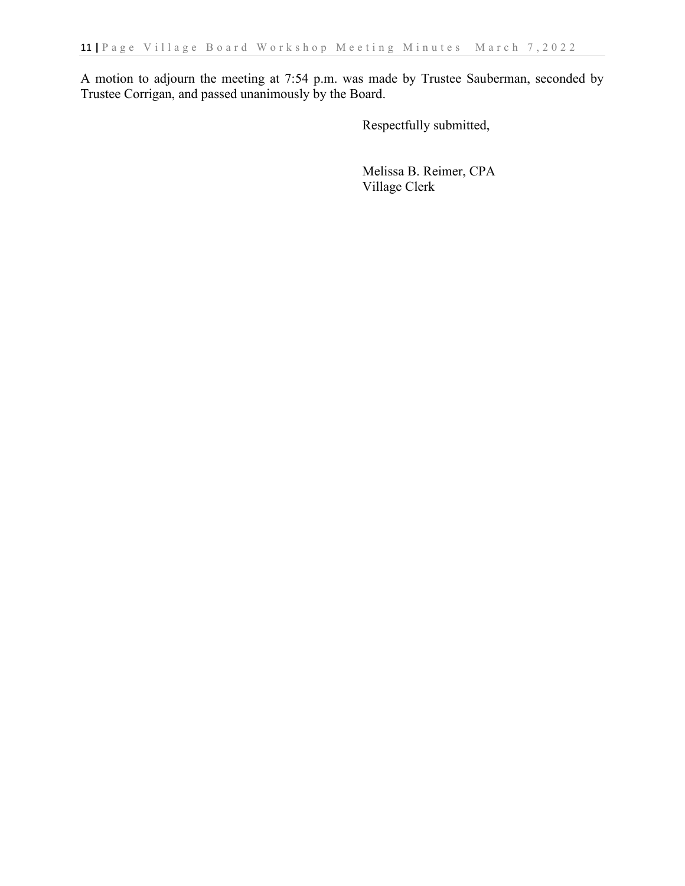A motion to adjourn the meeting at 7:54 p.m. was made by Trustee Sauberman, seconded by Trustee Corrigan, and passed unanimously by the Board.

Respectfully submitted,

Melissa B. Reimer, CPA
Village Clerk